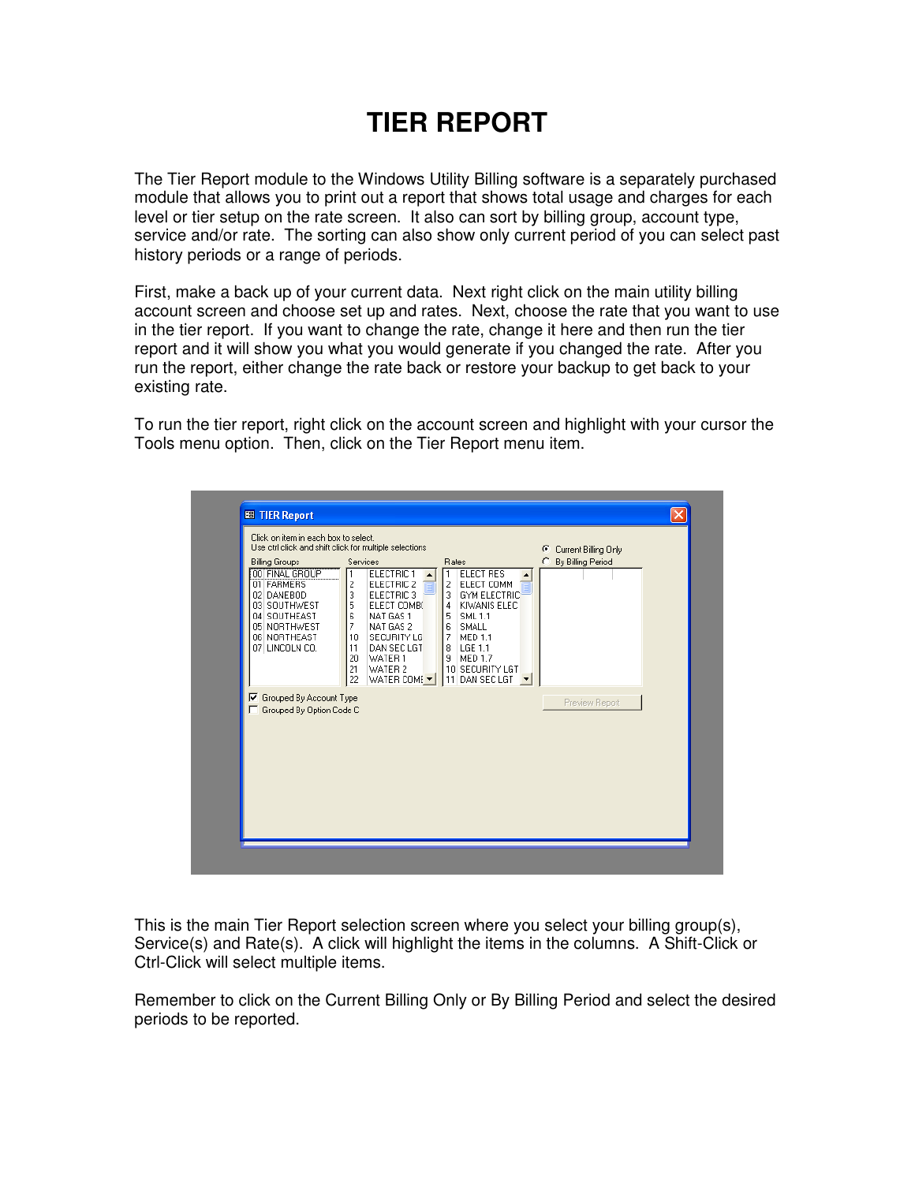# TIER REPORT

The Tier Report module to the Windows Utility Billing software is a separately purchased module that allows you to print out a report that shows total usage and charges for each level or tier setup on the rate screen. It also can sort by billing group, account type, service and/or rate. The sorting can also show only current period of you can select past history periods or a range of periods.

First, make a back up of your current data. Next right click on the main utility billing account screen and choose set up and rates. Next, choose the rate that you want to use in the tier report. If you want to change the rate, change it here and then run the tier report and it will show you what you would generate if you changed the rate. After you run the report, either change the rate back or restore your backup to get back to your existing rate.

To run the tier report, right click on the account screen and highlight with your cursor the Tools menu option. Then, click on the Tier Report menu item.

This is the main Tier Report selection screen where you select your billing group(s), Service(s) and Rate(s). A click will highlight the items in the columns. A Shift-Click or Ctrl-Click will select multiple items.

Remember to click on the Current Billing Only or By Billing Period and select the desired periods to be reported.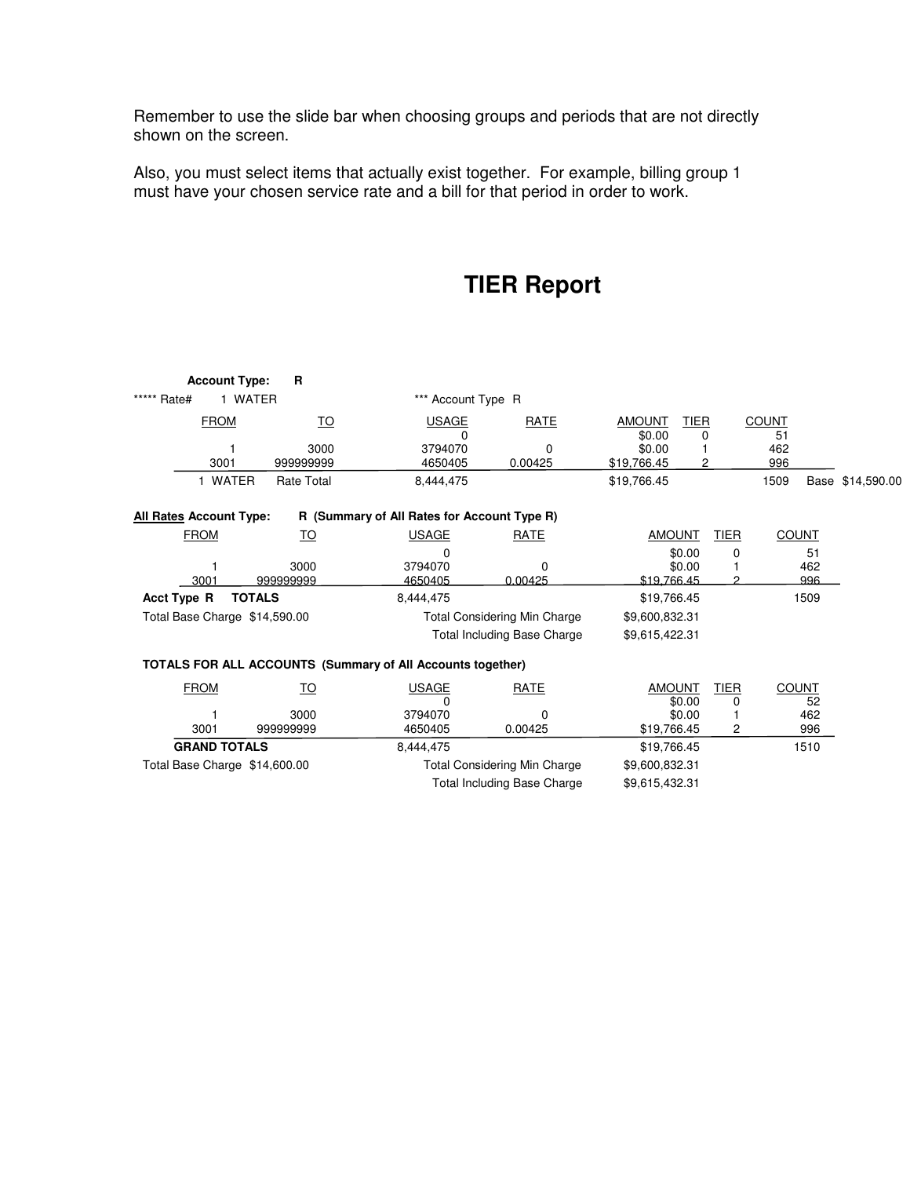Remember to use the slide bar when choosing groups and periods that are not directly shown on the screen.

Also, you must select items that actually exist together. For example, billing group 1 must have your chosen service rate and a bill for that period in order to work.

# TIER Report

**Account Type: R**

***** Rate# 1 WATER *** Account Type R

| FROM | TO | USAGE | RATE | AMOUNT | TIER | COUNT | |
|---|---|---|---|---|---|---|---|
| | | 0 | | $0.00 | 0 | 51 | |
| 1 | 3000 | 3794070 | 0 | $0.00 | 1 | 462 | |
| 3001 | 999999999 | 4650405 | 0.00425 | $19,766.45 | 2 | 996 | |
| 1 WATER | Rate Total | 8,444,475 | | $19,766.45 | | 1509 | Base $14,590.00 |

**All Rates Account Type: R (Summary of All Rates for Account Type R)**

| FROM | TO | USAGE | RATE | AMOUNT | TIER | COUNT |
|---|---|---|---|---|---|---|
| | | 0 | | $0.00 | 0 | 51 |
| 1 | 3000 | 3794070 | 0 | $0.00 | 1 | 462 |
| 3001 | 999999999 | 4650405 | 0.00425 | $19,766.45 | 2 | 996 |
| **Acct Type R TOTALS** | | 8,444,475 | | $19,766.45 | | 1509 |

Total Base Charge $14,590.00

Total Considering Min Charge $9,600,832.31

Total Including Base Charge $9,615,422.31

**TOTALS FOR ALL ACCOUNTS (Summary of All Accounts together)**

| FROM | TO | USAGE | RATE | AMOUNT | TIER | COUNT |
|---|---|---|---|---|---|---|
| | | 0 | | $0.00 | 0 | 52 |
| 1 | 3000 | 3794070 | 0 | $0.00 | 1 | 462 |
| 3001 | 999999999 | 4650405 | 0.00425 | $19,766.45 | 2 | 996 |
| **GRAND TOTALS** | | 8,444,475 | | $19,766.45 | | 1510 |

Total Base Charge $14,600.00

Total Considering Min Charge $9,600,832.31

Total Including Base Charge $9,615,432.31